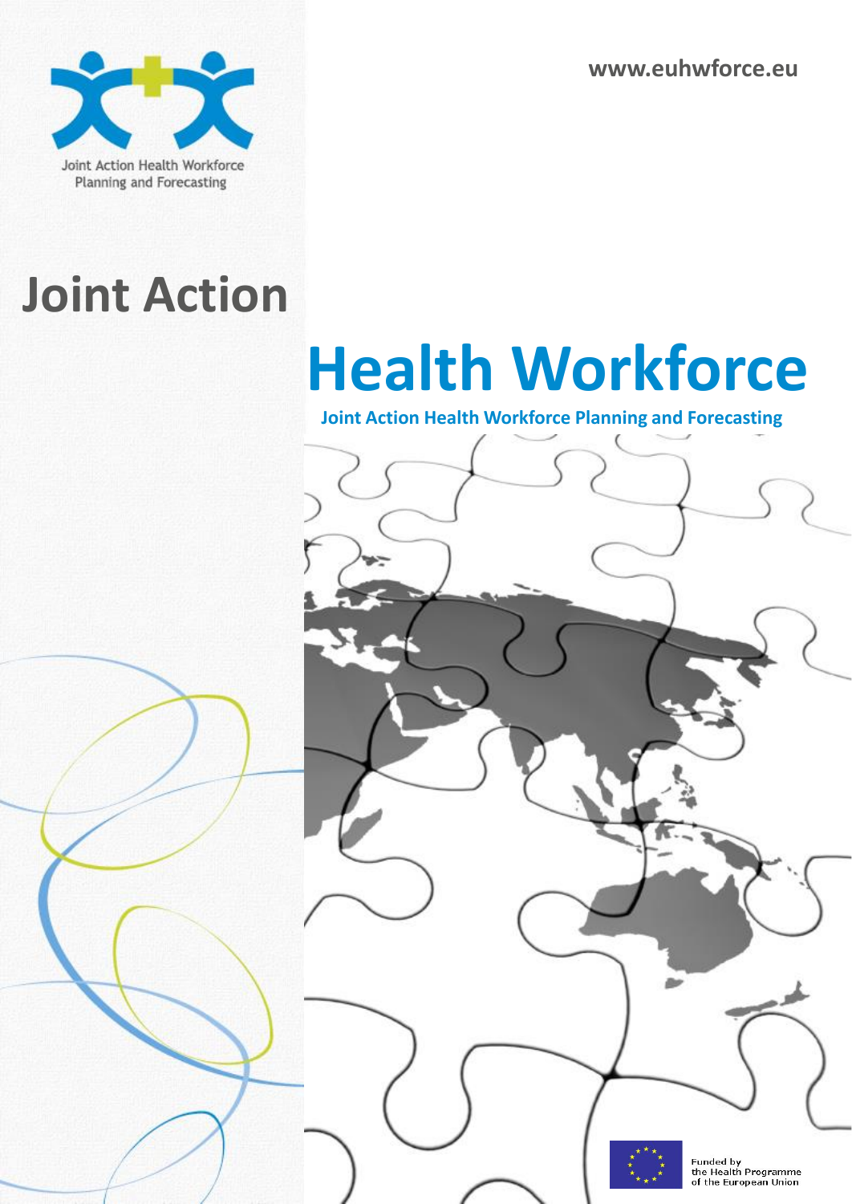Joint Action Health Workforce Planning and Forecasting

www.euhwforce.eu

# Joint Action

# Health Workforce

**Joint Action Health Workforce Planning and Forecasting**

Funded by the Health Programme of the European Union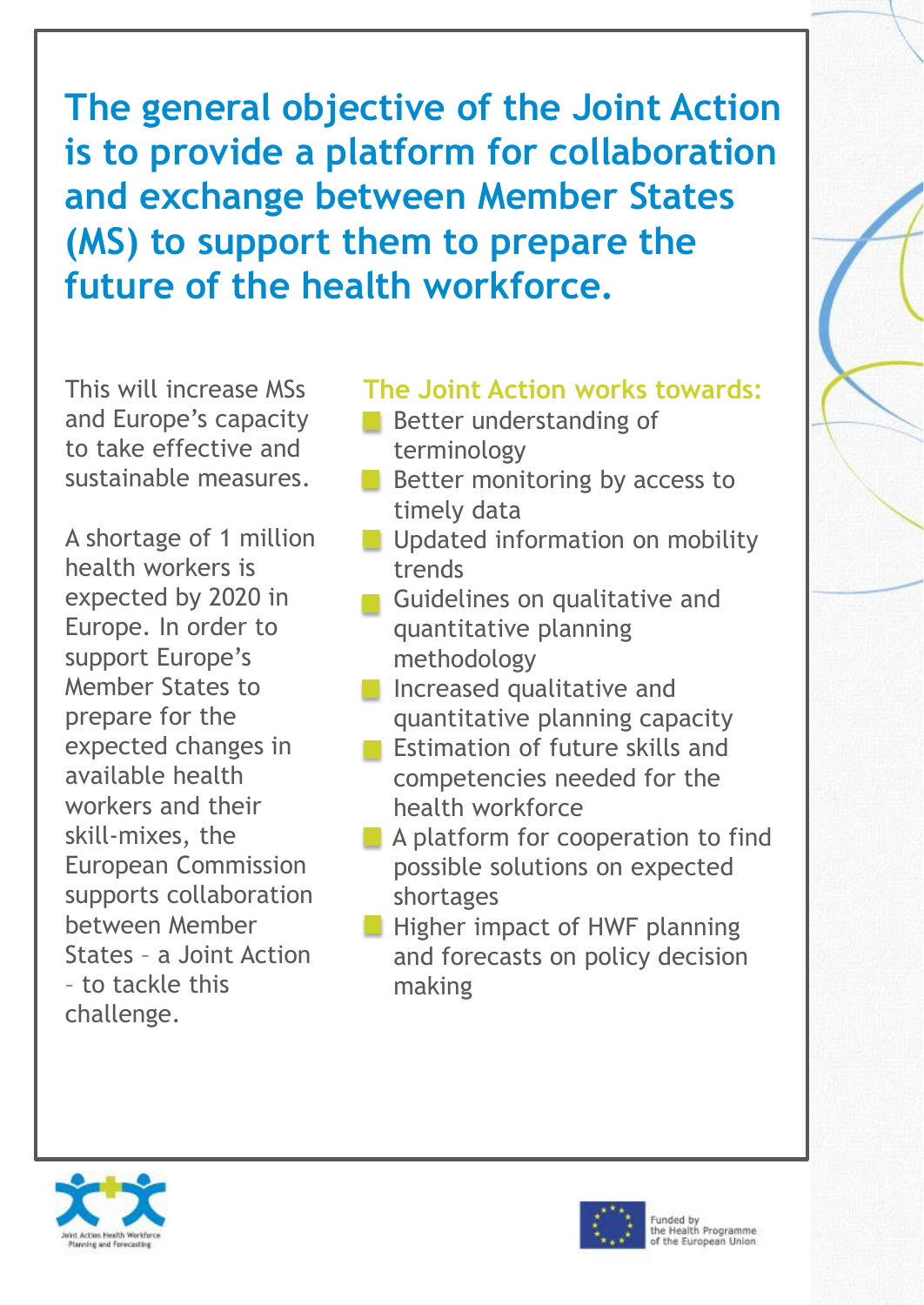# The general objective of the Joint Action is to provide a platform for collaboration and exchange between Member States (MS) to support them to prepare the future of the health workforce.

This will increase MSs and Europe's capacity to take effective and sustainable measures.

A shortage of 1 million health workers is expected by 2020 in Europe. In order to support Europe's Member States to prepare for the expected changes in available health workers and their skill-mixes, the European Commission supports collaboration between Member States – a Joint Action – to tackle this challenge.

## The Joint Action works towards:

- Better understanding of terminology
- Better monitoring by access to timely data
- Updated information on mobility trends
- Guidelines on qualitative and quantitative planning methodology
- Increased qualitative and quantitative planning capacity
- Estimation of future skills and competencies needed for the health workforce
- A platform for cooperation to find possible solutions on expected shortages
- Higher impact of HWF planning and forecasts on policy decision making

Joint Action Health Workforce Planning and Forecasting

Funded by the Health Programme of the European Union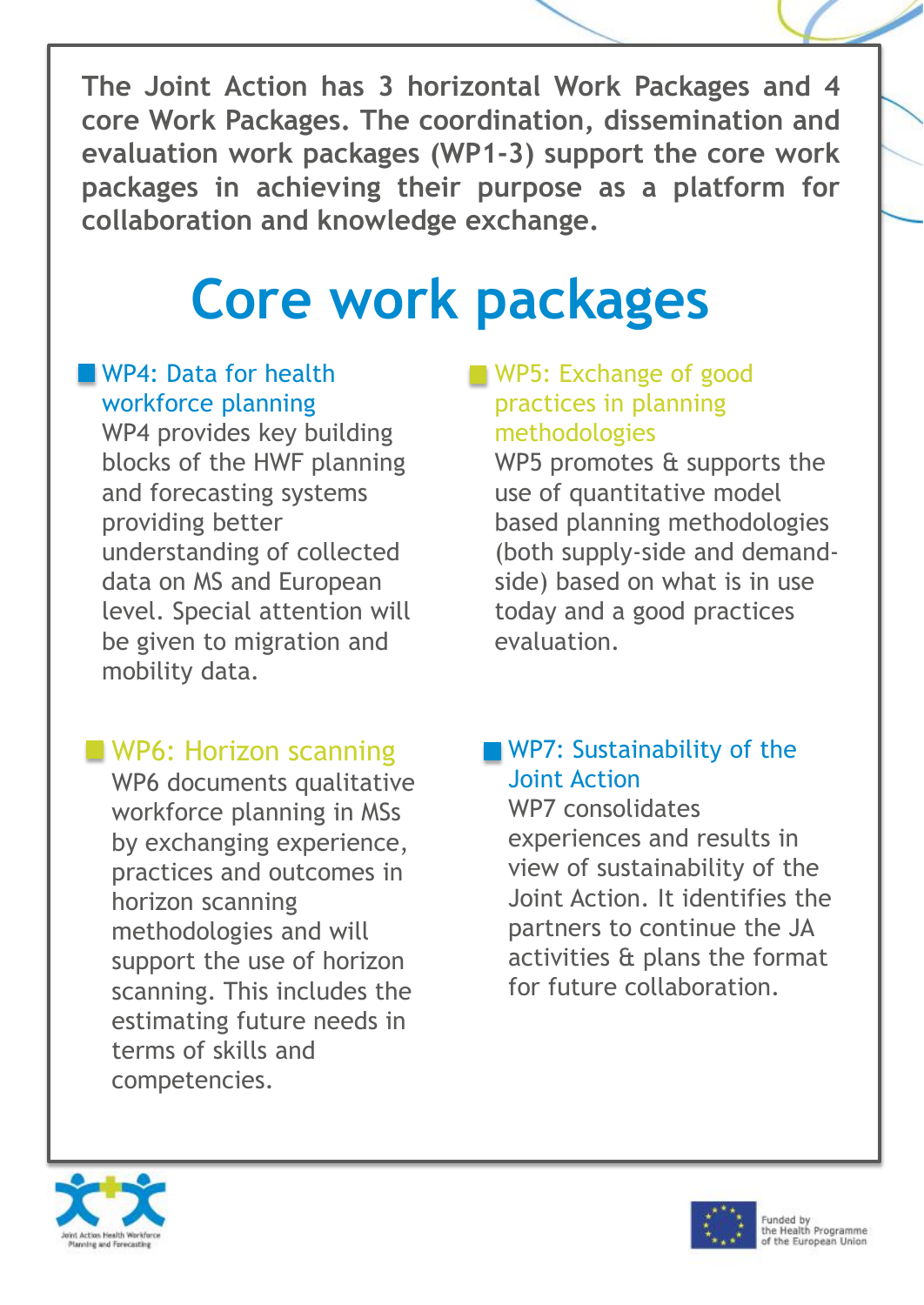**The Joint Action has 3 horizontal Work Packages and 4 core Work Packages. The coordination, dissemination and evaluation work packages (WP1-3) support the core work packages in achieving their purpose as a platform for collaboration and knowledge exchange.**

# Core work packages

### WP4: Data for health workforce planning

WP4 provides key building blocks of the HWF planning and forecasting systems providing better understanding of collected data on MS and European level. Special attention will be given to migration and mobility data.

### WP5: Exchange of good practices in planning methodologies

WP5 promotes & supports the use of quantitative model based planning methodologies (both supply-side and demand-side) based on what is in use today and a good practices evaluation.

### WP6: Horizon scanning

WP6 documents qualitative workforce planning in MSs by exchanging experience, practices and outcomes in horizon scanning methodologies and will support the use of horizon scanning. This includes the estimating future needs in terms of skills and competencies.

### WP7: Sustainability of the Joint Action

WP7 consolidates experiences and results in view of sustainability of the Joint Action. It identifies the partners to continue the JA activities & plans the format for future collaboration.

Joint Action Health Workforce Planning and Forecasting

Funded by the Health Programme of the European Union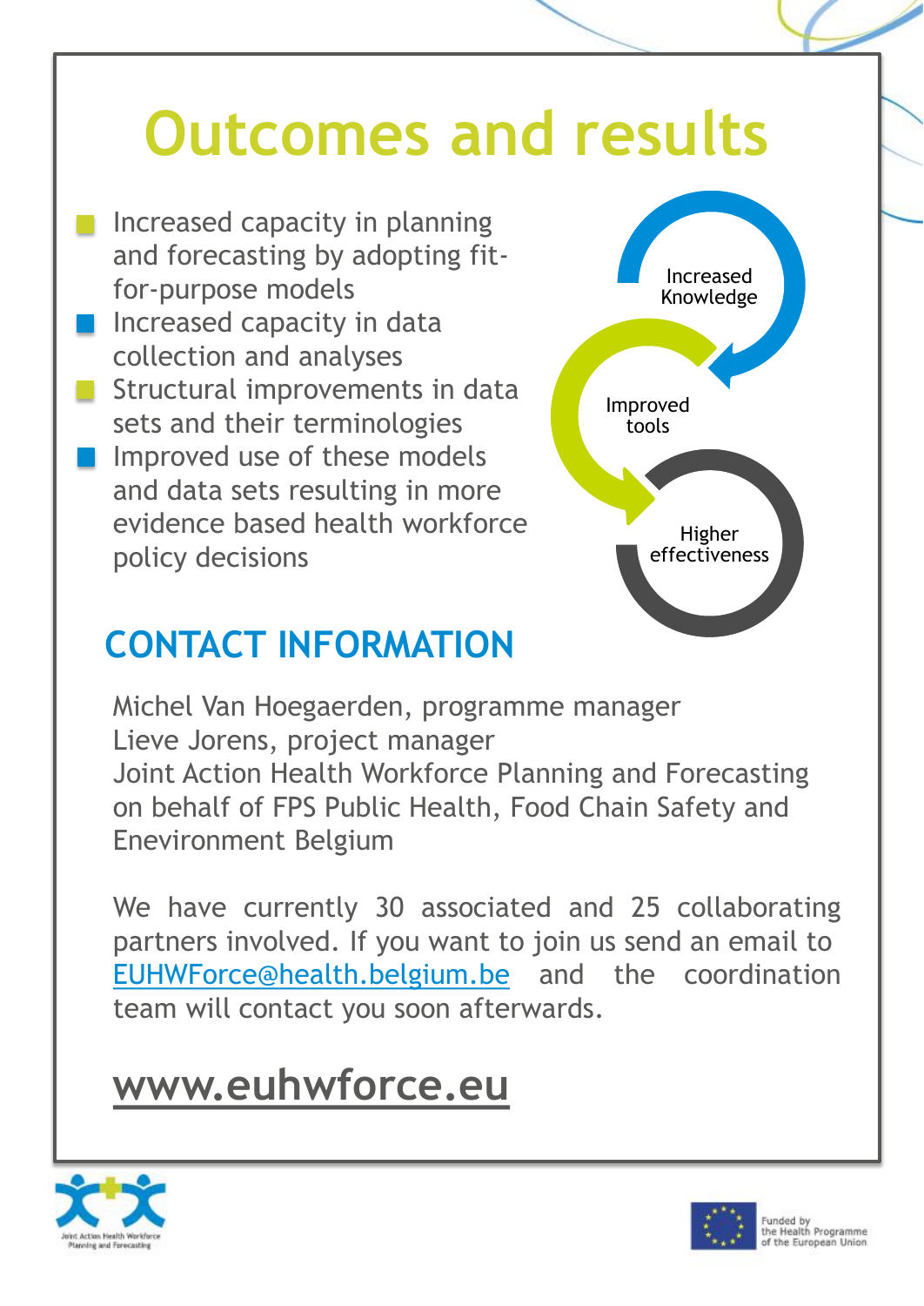# Outcomes and results

- Increased capacity in planning and forecasting by adopting fit-for-purpose models
- Increased capacity in data collection and analyses
- Structural improvements in data sets and their terminologies
- Improved use of these models and data sets resulting in more evidence based health workforce policy decisions

Increased Knowledge

Improved tools

Higher effectiveness

## CONTACT INFORMATION

Michel Van Hoegaerden, programme manager
Lieve Jorens, project manager
Joint Action Health Workforce Planning and Forecasting on behalf of FPS Public Health, Food Chain Safety and Enevironment Belgium

We have currently 30 associated and 25 collaborating partners involved. If you want to join us send an email to EUHWForce@health.belgium.be and the coordination team will contact you soon afterwards.

## www.euhwforce.eu

Joint Action Health Workforce Planning and Forecasting

Funded by the Health Programme of the European Union